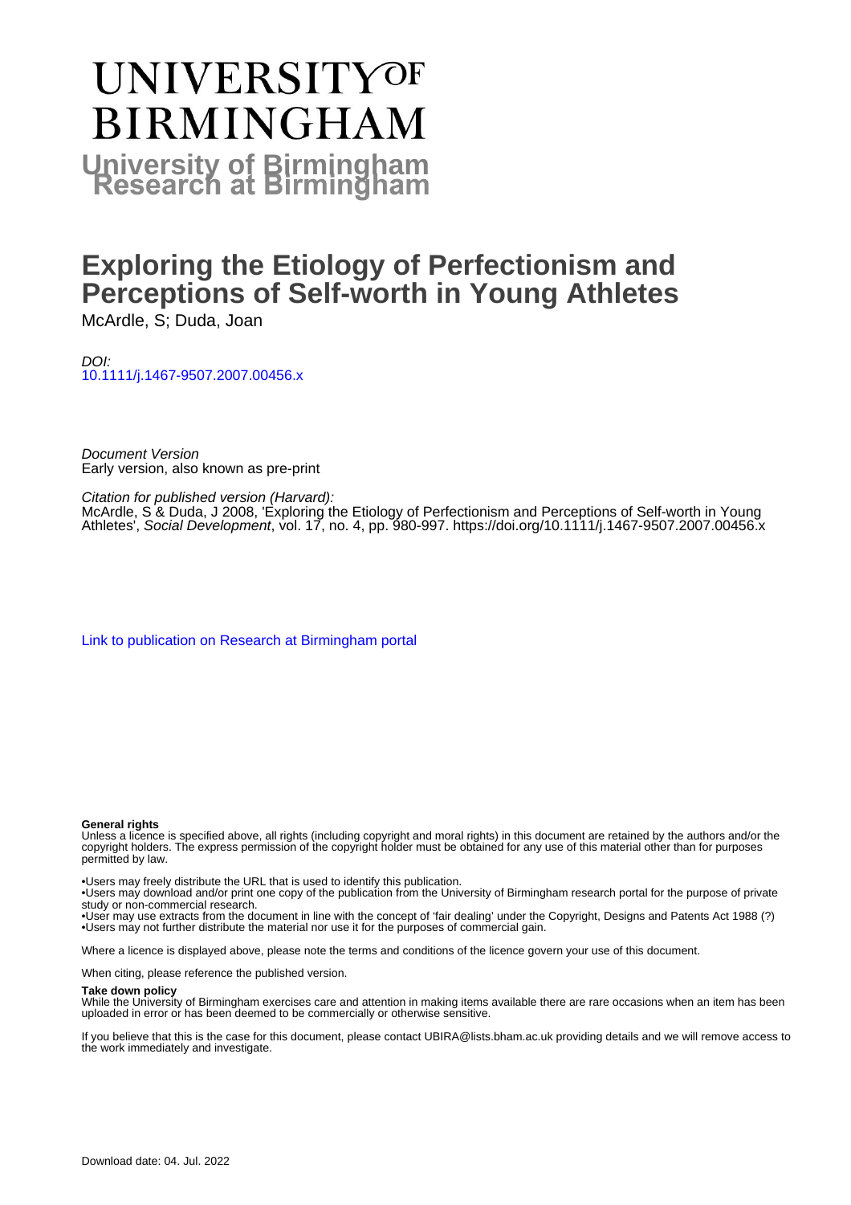# UNIVERSITY OF BIRMINGHAM

**University of Birmingham Research at Birmingham**

# Exploring the Etiology of Perfectionism and Perceptions of Self-worth in Young Athletes

McArdle, S; Duda, Joan

*DOI:*
10.1111/j.1467-9507.2007.00456.x

*Document Version*
Early version, also known as pre-print

*Citation for published version (Harvard):*
McArdle, S & Duda, J 2008, 'Exploring the Etiology of Perfectionism and Perceptions of Self-worth in Young Athletes', *Social Development*, vol. 17, no. 4, pp. 980-997. https://doi.org/10.1111/j.1467-9507.2007.00456.x

Link to publication on Research at Birmingham portal

**General rights**

Unless a licence is specified above, all rights (including copyright and moral rights) in this document are retained by the authors and/or the copyright holders. The express permission of the copyright holder must be obtained for any use of this material other than for purposes permitted by law.

- Users may freely distribute the URL that is used to identify this publication.
- Users may download and/or print one copy of the publication from the University of Birmingham research portal for the purpose of private study or non-commercial research.
- User may use extracts from the document in line with the concept of 'fair dealing' under the Copyright, Designs and Patents Act 1988 (?)
- Users may not further distribute the material nor use it for the purposes of commercial gain.

Where a licence is displayed above, please note the terms and conditions of the licence govern your use of this document.

When citing, please reference the published version.

**Take down policy**

While the University of Birmingham exercises care and attention in making items available there are rare occasions when an item has been uploaded in error or has been deemed to be commercially or otherwise sensitive.

If you believe that this is the case for this document, please contact UBIRA@lists.bham.ac.uk providing details and we will remove access to the work immediately and investigate.

Download date: 04. Jul. 2022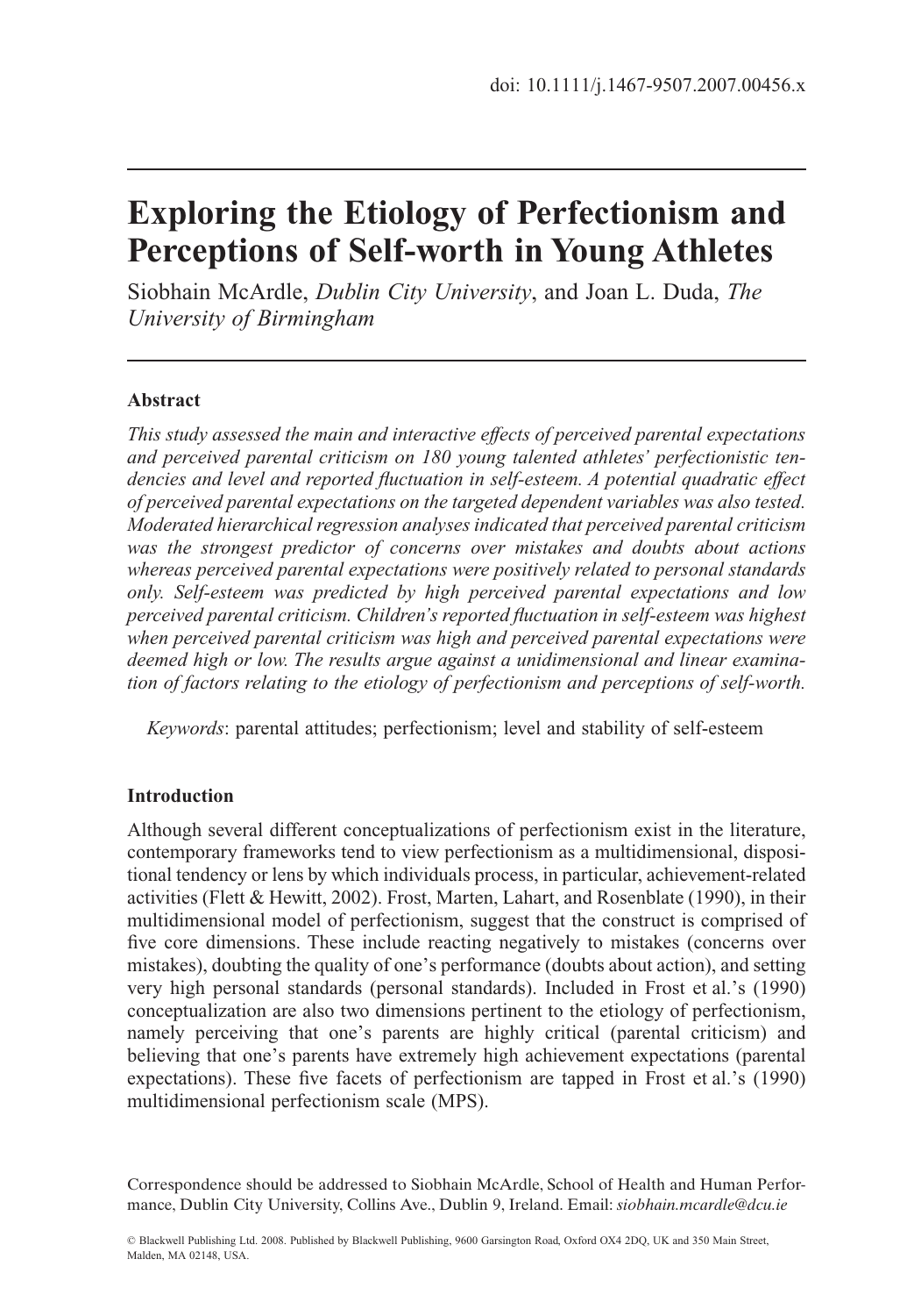doi: 10.1111/j.1467-9507.2007.00456.x

# Exploring the Etiology of Perfectionism and Perceptions of Self-worth in Young Athletes

Siobhain McArdle, *Dublin City University*, and Joan L. Duda, *The University of Birmingham*

### Abstract

*This study assessed the main and interactive effects of perceived parental expectations and perceived parental criticism on 180 young talented athletes' perfectionistic tendencies and level and reported fluctuation in self-esteem. A potential quadratic effect of perceived parental expectations on the targeted dependent variables was also tested. Moderated hierarchical regression analyses indicated that perceived parental criticism was the strongest predictor of concerns over mistakes and doubts about actions whereas perceived parental expectations were positively related to personal standards only. Self-esteem was predicted by high perceived parental expectations and low perceived parental criticism. Children's reported fluctuation in self-esteem was highest when perceived parental criticism was high and perceived parental expectations were deemed high or low. The results argue against a unidimensional and linear examination of factors relating to the etiology of perfectionism and perceptions of self-worth.*

*Keywords*: parental attitudes; perfectionism; level and stability of self-esteem

### Introduction

Although several different conceptualizations of perfectionism exist in the literature, contemporary frameworks tend to view perfectionism as a multidimensional, dispositional tendency or lens by which individuals process, in particular, achievement-related activities (Flett & Hewitt, 2002). Frost, Marten, Lahart, and Rosenblate (1990), in their multidimensional model of perfectionism, suggest that the construct is comprised of five core dimensions. These include reacting negatively to mistakes (concerns over mistakes), doubting the quality of one's performance (doubts about action), and setting very high personal standards (personal standards). Included in Frost et al.'s (1990) conceptualization are also two dimensions pertinent to the etiology of perfectionism, namely perceiving that one's parents are highly critical (parental criticism) and believing that one's parents have extremely high achievement expectations (parental expectations). These five facets of perfectionism are tapped in Frost et al.'s (1990) multidimensional perfectionism scale (MPS).

Correspondence should be addressed to Siobhain McArdle, School of Health and Human Performance, Dublin City University, Collins Ave., Dublin 9, Ireland. Email: *siobhain.mcardle@dcu.ie*

© Blackwell Publishing Ltd. 2008. Published by Blackwell Publishing, 9600 Garsington Road, Oxford OX4 2DQ, UK and 350 Main Street, Malden, MA 02148, USA.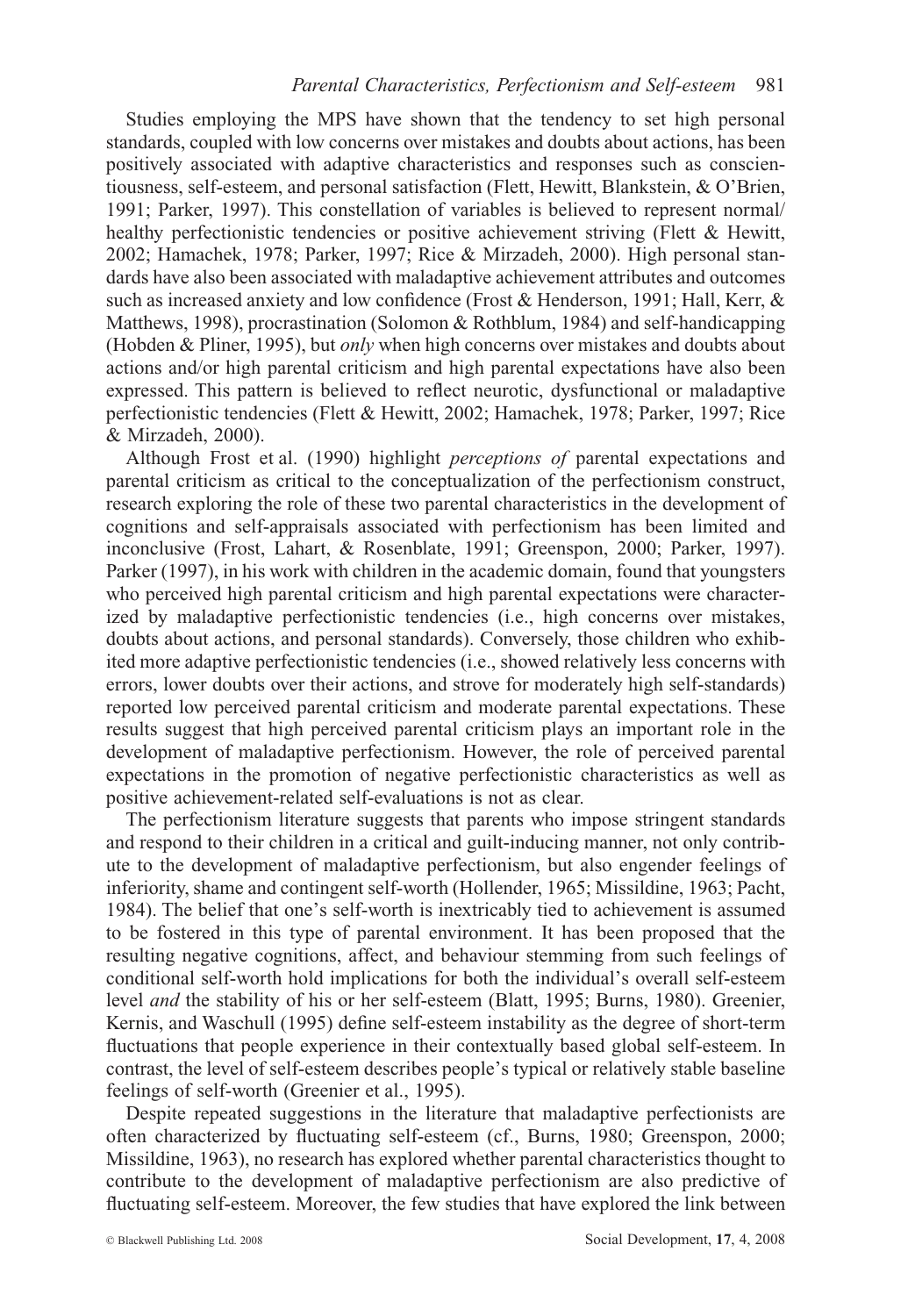Studies employing the MPS have shown that the tendency to set high personal standards, coupled with low concerns over mistakes and doubts about actions, has been positively associated with adaptive characteristics and responses such as conscientiousness, self-esteem, and personal satisfaction (Flett, Hewitt, Blankstein, & O'Brien, 1991; Parker, 1997). This constellation of variables is believed to represent normal/healthy perfectionistic tendencies or positive achievement striving (Flett & Hewitt, 2002; Hamachek, 1978; Parker, 1997; Rice & Mirzadeh, 2000). High personal standards have also been associated with maladaptive achievement attributes and outcomes such as increased anxiety and low confidence (Frost & Henderson, 1991; Hall, Kerr, & Matthews, 1998), procrastination (Solomon & Rothblum, 1984) and self-handicapping (Hobden & Pliner, 1995), but *only* when high concerns over mistakes and doubts about actions and/or high parental criticism and high parental expectations have also been expressed. This pattern is believed to reflect neurotic, dysfunctional or maladaptive perfectionistic tendencies (Flett & Hewitt, 2002; Hamachek, 1978; Parker, 1997; Rice & Mirzadeh, 2000).

Although Frost et al. (1990) highlight *perceptions of* parental expectations and parental criticism as critical to the conceptualization of the perfectionism construct, research exploring the role of these two parental characteristics in the development of cognitions and self-appraisals associated with perfectionism has been limited and inconclusive (Frost, Lahart, & Rosenblate, 1991; Greenspon, 2000; Parker, 1997). Parker (1997), in his work with children in the academic domain, found that youngsters who perceived high parental criticism and high parental expectations were characterized by maladaptive perfectionistic tendencies (i.e., high concerns over mistakes, doubts about actions, and personal standards). Conversely, those children who exhibited more adaptive perfectionistic tendencies (i.e., showed relatively less concerns with errors, lower doubts over their actions, and strove for moderately high self-standards) reported low perceived parental criticism and moderate parental expectations. These results suggest that high perceived parental criticism plays an important role in the development of maladaptive perfectionism. However, the role of perceived parental expectations in the promotion of negative perfectionistic characteristics as well as positive achievement-related self-evaluations is not as clear.

The perfectionism literature suggests that parents who impose stringent standards and respond to their children in a critical and guilt-inducing manner, not only contribute to the development of maladaptive perfectionism, but also engender feelings of inferiority, shame and contingent self-worth (Hollender, 1965; Missildine, 1963; Pacht, 1984). The belief that one's self-worth is inextricably tied to achievement is assumed to be fostered in this type of parental environment. It has been proposed that the resulting negative cognitions, affect, and behaviour stemming from such feelings of conditional self-worth hold implications for both the individual's overall self-esteem level *and* the stability of his or her self-esteem (Blatt, 1995; Burns, 1980). Greenier, Kernis, and Waschull (1995) define self-esteem instability as the degree of short-term fluctuations that people experience in their contextually based global self-esteem. In contrast, the level of self-esteem describes people's typical or relatively stable baseline feelings of self-worth (Greenier et al., 1995).

Despite repeated suggestions in the literature that maladaptive perfectionists are often characterized by fluctuating self-esteem (cf., Burns, 1980; Greenspon, 2000; Missildine, 1963), no research has explored whether parental characteristics thought to contribute to the development of maladaptive perfectionism are also predictive of fluctuating self-esteem. Moreover, the few studies that have explored the link between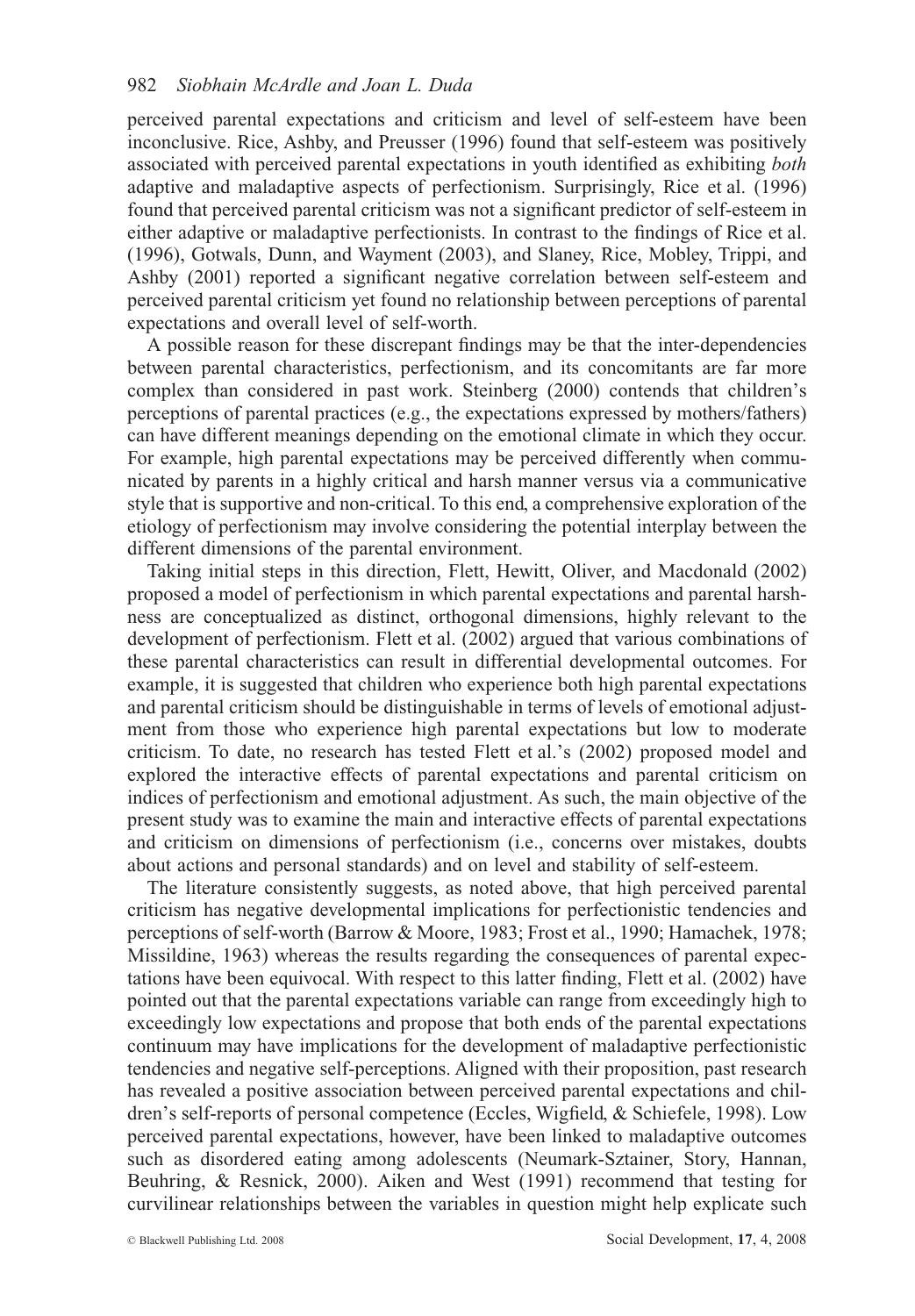perceived parental expectations and criticism and level of self-esteem have been inconclusive. Rice, Ashby, and Preusser (1996) found that self-esteem was positively associated with perceived parental expectations in youth identified as exhibiting *both* adaptive and maladaptive aspects of perfectionism. Surprisingly, Rice et al. (1996) found that perceived parental criticism was not a significant predictor of self-esteem in either adaptive or maladaptive perfectionists. In contrast to the findings of Rice et al. (1996), Gotwals, Dunn, and Wayment (2003), and Slaney, Rice, Mobley, Trippi, and Ashby (2001) reported a significant negative correlation between self-esteem and perceived parental criticism yet found no relationship between perceptions of parental expectations and overall level of self-worth.

A possible reason for these discrepant findings may be that the inter-dependencies between parental characteristics, perfectionism, and its concomitants are far more complex than considered in past work. Steinberg (2000) contends that children's perceptions of parental practices (e.g., the expectations expressed by mothers/fathers) can have different meanings depending on the emotional climate in which they occur. For example, high parental expectations may be perceived differently when communicated by parents in a highly critical and harsh manner versus via a communicative style that is supportive and non-critical. To this end, a comprehensive exploration of the etiology of perfectionism may involve considering the potential interplay between the different dimensions of the parental environment.

Taking initial steps in this direction, Flett, Hewitt, Oliver, and Macdonald (2002) proposed a model of perfectionism in which parental expectations and parental harshness are conceptualized as distinct, orthogonal dimensions, highly relevant to the development of perfectionism. Flett et al. (2002) argued that various combinations of these parental characteristics can result in differential developmental outcomes. For example, it is suggested that children who experience both high parental expectations and parental criticism should be distinguishable in terms of levels of emotional adjustment from those who experience high parental expectations but low to moderate criticism. To date, no research has tested Flett et al.'s (2002) proposed model and explored the interactive effects of parental expectations and parental criticism on indices of perfectionism and emotional adjustment. As such, the main objective of the present study was to examine the main and interactive effects of parental expectations and criticism on dimensions of perfectionism (i.e., concerns over mistakes, doubts about actions and personal standards) and on level and stability of self-esteem.

The literature consistently suggests, as noted above, that high perceived parental criticism has negative developmental implications for perfectionistic tendencies and perceptions of self-worth (Barrow & Moore, 1983; Frost et al., 1990; Hamachek, 1978; Missildine, 1963) whereas the results regarding the consequences of parental expectations have been equivocal. With respect to this latter finding, Flett et al. (2002) have pointed out that the parental expectations variable can range from exceedingly high to exceedingly low expectations and propose that both ends of the parental expectations continuum may have implications for the development of maladaptive perfectionistic tendencies and negative self-perceptions. Aligned with their proposition, past research has revealed a positive association between perceived parental expectations and children's self-reports of personal competence (Eccles, Wigfield, & Schiefele, 1998). Low perceived parental expectations, however, have been linked to maladaptive outcomes such as disordered eating among adolescents (Neumark-Sztainer, Story, Hannan, Beuhring, & Resnick, 2000). Aiken and West (1991) recommend that testing for curvilinear relationships between the variables in question might help explicate such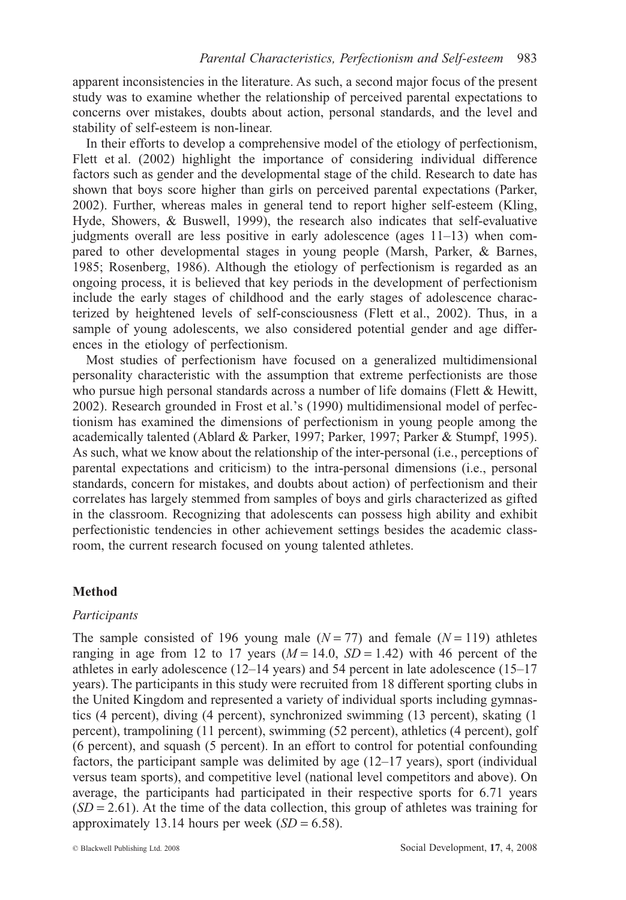apparent inconsistencies in the literature. As such, a second major focus of the present study was to examine whether the relationship of perceived parental expectations to concerns over mistakes, doubts about action, personal standards, and the level and stability of self-esteem is non-linear.

In their efforts to develop a comprehensive model of the etiology of perfectionism, Flett et al. (2002) highlight the importance of considering individual difference factors such as gender and the developmental stage of the child. Research to date has shown that boys score higher than girls on perceived parental expectations (Parker, 2002). Further, whereas males in general tend to report higher self-esteem (Kling, Hyde, Showers, & Buswell, 1999), the research also indicates that self-evaluative judgments overall are less positive in early adolescence (ages 11–13) when compared to other developmental stages in young people (Marsh, Parker, & Barnes, 1985; Rosenberg, 1986). Although the etiology of perfectionism is regarded as an ongoing process, it is believed that key periods in the development of perfectionism include the early stages of childhood and the early stages of adolescence characterized by heightened levels of self-consciousness (Flett et al., 2002). Thus, in a sample of young adolescents, we also considered potential gender and age differences in the etiology of perfectionism.

Most studies of perfectionism have focused on a generalized multidimensional personality characteristic with the assumption that extreme perfectionists are those who pursue high personal standards across a number of life domains (Flett & Hewitt, 2002). Research grounded in Frost et al.'s (1990) multidimensional model of perfectionism has examined the dimensions of perfectionism in young people among the academically talented (Ablard & Parker, 1997; Parker, 1997; Parker & Stumpf, 1995). As such, what we know about the relationship of the inter-personal (i.e., perceptions of parental expectations and criticism) to the intra-personal dimensions (i.e., personal standards, concern for mistakes, and doubts about action) of perfectionism and their correlates has largely stemmed from samples of boys and girls characterized as gifted in the classroom. Recognizing that adolescents can possess high ability and exhibit perfectionistic tendencies in other achievement settings besides the academic classroom, the current research focused on young talented athletes.

## Method

### *Participants*

The sample consisted of 196 young male ($N = 77$) and female ($N = 119$) athletes ranging in age from 12 to 17 years ($M = 14.0$, $SD = 1.42$) with 46 percent of the athletes in early adolescence (12–14 years) and 54 percent in late adolescence (15–17 years). The participants in this study were recruited from 18 different sporting clubs in the United Kingdom and represented a variety of individual sports including gymnastics (4 percent), diving (4 percent), synchronized swimming (13 percent), skating (1 percent), trampolining (11 percent), swimming (52 percent), athletics (4 percent), golf (6 percent), and squash (5 percent). In an effort to control for potential confounding factors, the participant sample was delimited by age (12–17 years), sport (individual versus team sports), and competitive level (national level competitors and above). On average, the participants had participated in their respective sports for 6.71 years ($SD = 2.61$). At the time of the data collection, this group of athletes was training for approximately 13.14 hours per week ($SD = 6.58$).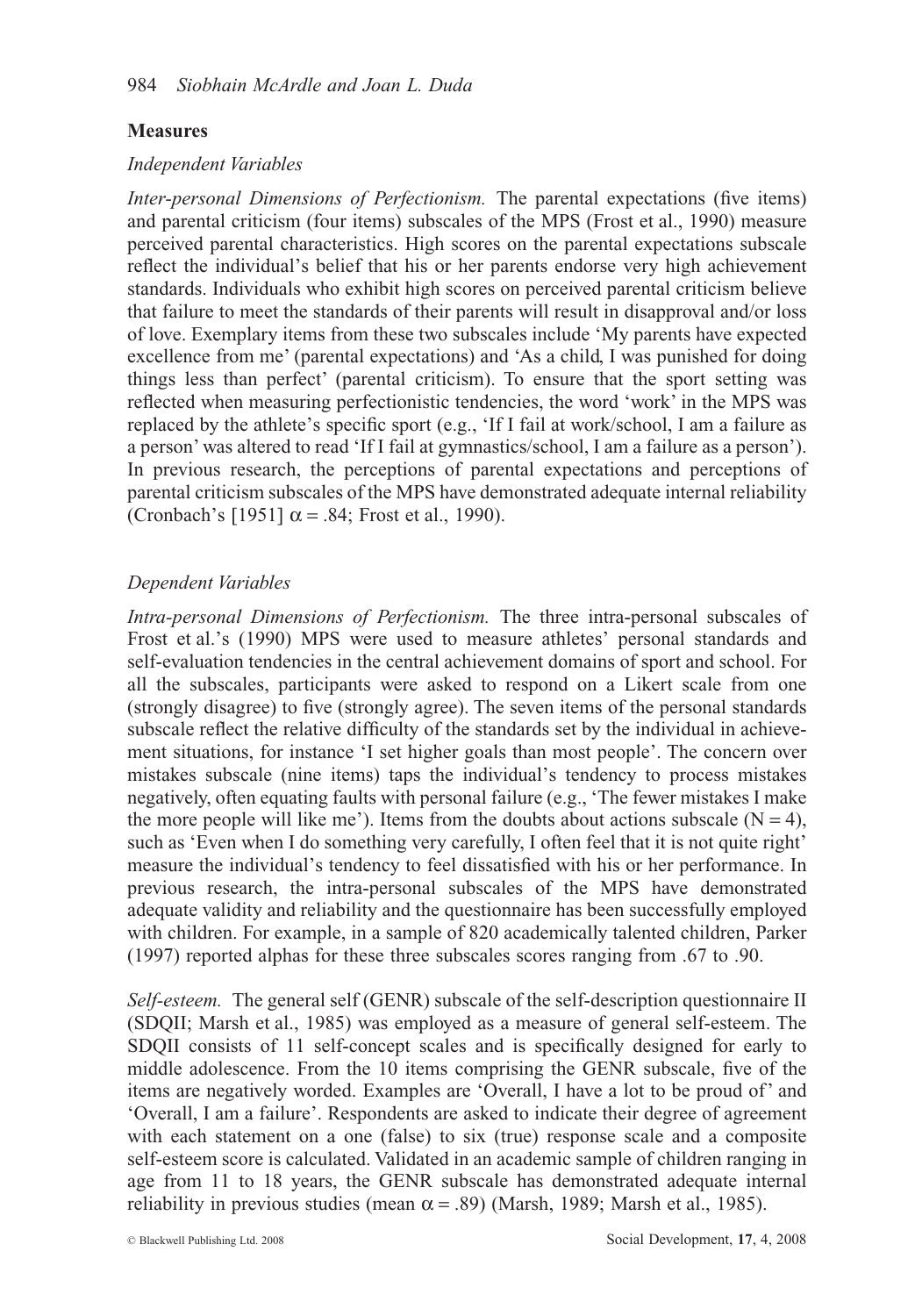## Measures

### *Independent Variables*

*Inter-personal Dimensions of Perfectionism.* The parental expectations (five items) and parental criticism (four items) subscales of the MPS (Frost et al., 1990) measure perceived parental characteristics. High scores on the parental expectations subscale reflect the individual's belief that his or her parents endorse very high achievement standards. Individuals who exhibit high scores on perceived parental criticism believe that failure to meet the standards of their parents will result in disapproval and/or loss of love. Exemplary items from these two subscales include 'My parents have expected excellence from me' (parental expectations) and 'As a child, I was punished for doing things less than perfect' (parental criticism). To ensure that the sport setting was reflected when measuring perfectionistic tendencies, the word 'work' in the MPS was replaced by the athlete's specific sport (e.g., 'If I fail at work/school, I am a failure as a person' was altered to read 'If I fail at gymnastics/school, I am a failure as a person'). In previous research, the perceptions of parental expectations and perceptions of parental criticism subscales of the MPS have demonstrated adequate internal reliability (Cronbach's [1951] $\alpha = .84$; Frost et al., 1990).

### *Dependent Variables*

*Intra-personal Dimensions of Perfectionism.* The three intra-personal subscales of Frost et al.'s (1990) MPS were used to measure athletes' personal standards and self-evaluation tendencies in the central achievement domains of sport and school. For all the subscales, participants were asked to respond on a Likert scale from one (strongly disagree) to five (strongly agree). The seven items of the personal standards subscale reflect the relative difficulty of the standards set by the individual in achievement situations, for instance 'I set higher goals than most people'. The concern over mistakes subscale (nine items) taps the individual's tendency to process mistakes negatively, often equating faults with personal failure (e.g., 'The fewer mistakes I make the more people will like me'). Items from the doubts about actions subscale ($N = 4$), such as 'Even when I do something very carefully, I often feel that it is not quite right' measure the individual's tendency to feel dissatisfied with his or her performance. In previous research, the intra-personal subscales of the MPS have demonstrated adequate validity and reliability and the questionnaire has been successfully employed with children. For example, in a sample of 820 academically talented children, Parker (1997) reported alphas for these three subscales scores ranging from .67 to .90.

*Self-esteem.* The general self (GENR) subscale of the self-description questionnaire II (SDQII; Marsh et al., 1985) was employed as a measure of general self-esteem. The SDQII consists of 11 self-concept scales and is specifically designed for early to middle adolescence. From the 10 items comprising the GENR subscale, five of the items are negatively worded. Examples are 'Overall, I have a lot to be proud of' and 'Overall, I am a failure'. Respondents are asked to indicate their degree of agreement with each statement on a one (false) to six (true) response scale and a composite self-esteem score is calculated. Validated in an academic sample of children ranging in age from 11 to 18 years, the GENR subscale has demonstrated adequate internal reliability in previous studies (mean $\alpha = .89$) (Marsh, 1989; Marsh et al., 1985).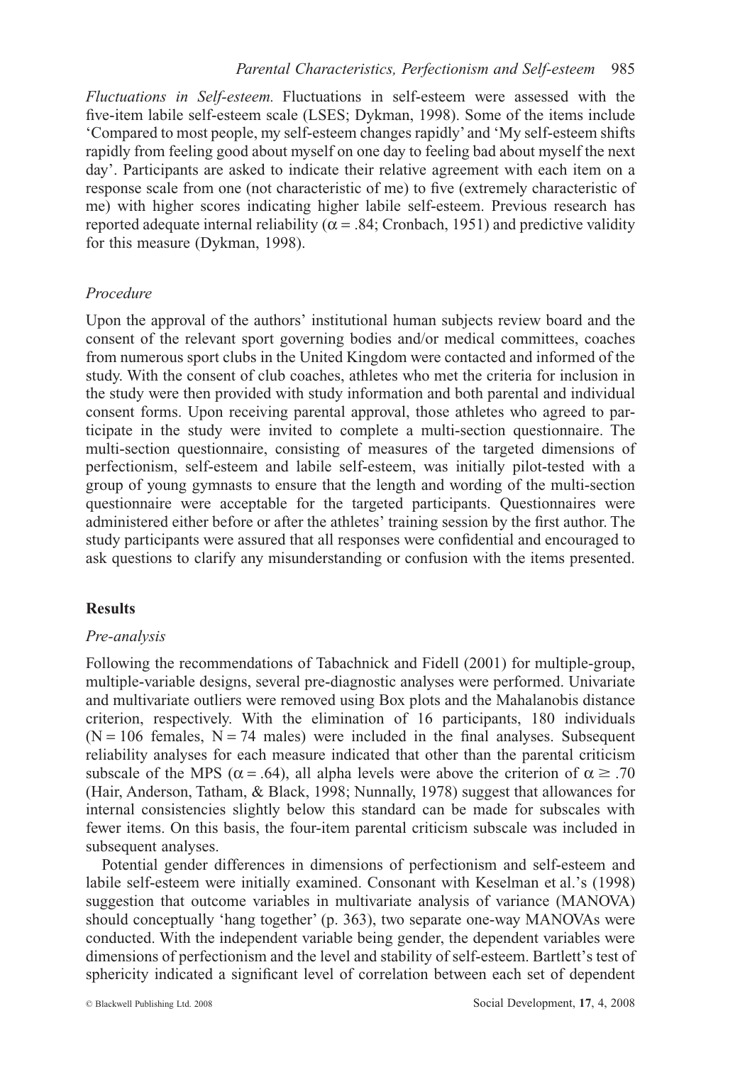*Fluctuations in Self-esteem.* Fluctuations in self-esteem were assessed with the five-item labile self-esteem scale (LSES; Dykman, 1998). Some of the items include 'Compared to most people, my self-esteem changes rapidly' and 'My self-esteem shifts rapidly from feeling good about myself on one day to feeling bad about myself the next day'. Participants are asked to indicate their relative agreement with each item on a response scale from one (not characteristic of me) to five (extremely characteristic of me) with higher scores indicating higher labile self-esteem. Previous research has reported adequate internal reliability ($\alpha = .84$; Cronbach, 1951) and predictive validity for this measure (Dykman, 1998).

### *Procedure*

Upon the approval of the authors' institutional human subjects review board and the consent of the relevant sport governing bodies and/or medical committees, coaches from numerous sport clubs in the United Kingdom were contacted and informed of the study. With the consent of club coaches, athletes who met the criteria for inclusion in the study were then provided with study information and both parental and individual consent forms. Upon receiving parental approval, those athletes who agreed to participate in the study were invited to complete a multi-section questionnaire. The multi-section questionnaire, consisting of measures of the targeted dimensions of perfectionism, self-esteem and labile self-esteem, was initially pilot-tested with a group of young gymnasts to ensure that the length and wording of the multi-section questionnaire were acceptable for the targeted participants. Questionnaires were administered either before or after the athletes' training session by the first author. The study participants were assured that all responses were confidential and encouraged to ask questions to clarify any misunderstanding or confusion with the items presented.

## **Results**

### *Pre-analysis*

Following the recommendations of Tabachnick and Fidell (2001) for multiple-group, multiple-variable designs, several pre-diagnostic analyses were performed. Univariate and multivariate outliers were removed using Box plots and the Mahalanobis distance criterion, respectively. With the elimination of 16 participants, 180 individuals ($N = 106$ females, $N = 74$ males) were included in the final analyses. Subsequent reliability analyses for each measure indicated that other than the parental criticism subscale of the MPS ($\alpha = .64$), all alpha levels were above the criterion of $\alpha \geq .70$ (Hair, Anderson, Tatham, & Black, 1998; Nunnally, 1978) suggest that allowances for internal consistencies slightly below this standard can be made for subscales with fewer items. On this basis, the four-item parental criticism subscale was included in subsequent analyses.

Potential gender differences in dimensions of perfectionism and self-esteem and labile self-esteem were initially examined. Consonant with Keselman et al.'s (1998) suggestion that outcome variables in multivariate analysis of variance (MANOVA) should conceptually 'hang together' (p. 363), two separate one-way MANOVAs were conducted. With the independent variable being gender, the dependent variables were dimensions of perfectionism and the level and stability of self-esteem. Bartlett's test of sphericity indicated a significant level of correlation between each set of dependent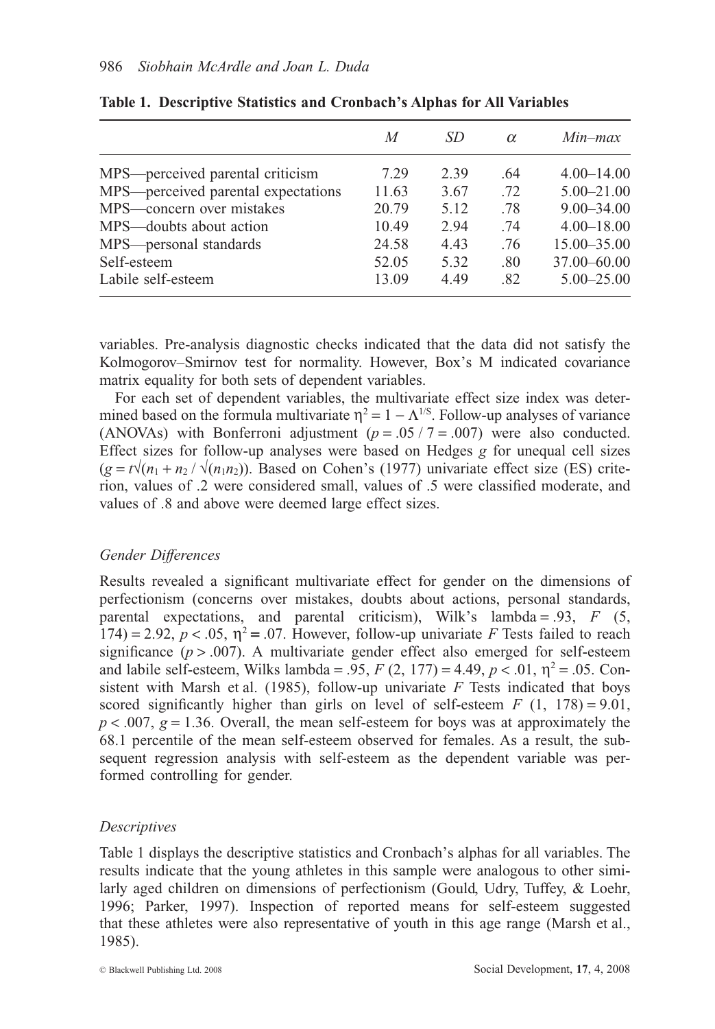**Table 1. Descriptive Statistics and Cronbach's Alphas for All Variables**

| | *M* | *SD* | $\alpha$ | *Min–max* |
|---|---|---|---|---|
| MPS—perceived parental criticism | 7.29 | 2.39 | .64 | 4.00–14.00 |
| MPS—perceived parental expectations | 11.63 | 3.67 | .72 | 5.00–21.00 |
| MPS—concern over mistakes | 20.79 | 5.12 | .78 | 9.00–34.00 |
| MPS—doubts about action | 10.49 | 2.94 | .74 | 4.00–18.00 |
| MPS—personal standards | 24.58 | 4.43 | .76 | 15.00–35.00 |
| Self-esteem | 52.05 | 5.32 | .80 | 37.00–60.00 |
| Labile self-esteem | 13.09 | 4.49 | .82 | 5.00–25.00 |

variables. Pre-analysis diagnostic checks indicated that the data did not satisfy the Kolmogorov–Smirnov test for normality. However, Box's M indicated covariance matrix equality for both sets of dependent variables.

For each set of dependent variables, the multivariate effect size index was determined based on the formula multivariate $\eta^2 = 1 - \Lambda^{1/S}$. Follow-up analyses of variance (ANOVAs) with Bonferroni adjustment ($p = .05 / 7 = .007$) were also conducted. Effect sizes for follow-up analyses were based on Hedges *g* for unequal cell sizes ($g = t\sqrt{(n_1 + n_2 / \sqrt{(n_1 n_2)})}$). Based on Cohen's (1977) univariate effect size (ES) criterion, values of .2 were considered small, values of .5 were classified moderate, and values of .8 and above were deemed large effect sizes.

### *Gender Differences*

Results revealed a significant multivariate effect for gender on the dimensions of perfectionism (concerns over mistakes, doubts about actions, personal standards, parental expectations, and parental criticism), Wilk's lambda = .93, $F$ (5, 174) = 2.92, $p < .05$, $\eta^2 = .07$. However, follow-up univariate $F$ Tests failed to reach significance ($p > .007$). A multivariate gender effect also emerged for self-esteem and labile self-esteem, Wilks lambda = .95, $F$ (2, 177) = 4.49, $p < .01$, $\eta^2 = .05$. Consistent with Marsh et al. (1985), follow-up univariate $F$ Tests indicated that boys scored significantly higher than girls on level of self-esteem $F$ (1, 178) = 9.01, $p < .007$, $g = 1.36$. Overall, the mean self-esteem for boys was at approximately the 68.1 percentile of the mean self-esteem observed for females. As a result, the subsequent regression analysis with self-esteem as the dependent variable was performed controlling for gender.

### *Descriptives*

Table 1 displays the descriptive statistics and Cronbach's alphas for all variables. The results indicate that the young athletes in this sample were analogous to other similarly aged children on dimensions of perfectionism (Gould, Udry, Tuffey, & Loehr, 1996; Parker, 1997). Inspection of reported means for self-esteem suggested that these athletes were also representative of youth in this age range (Marsh et al., 1985).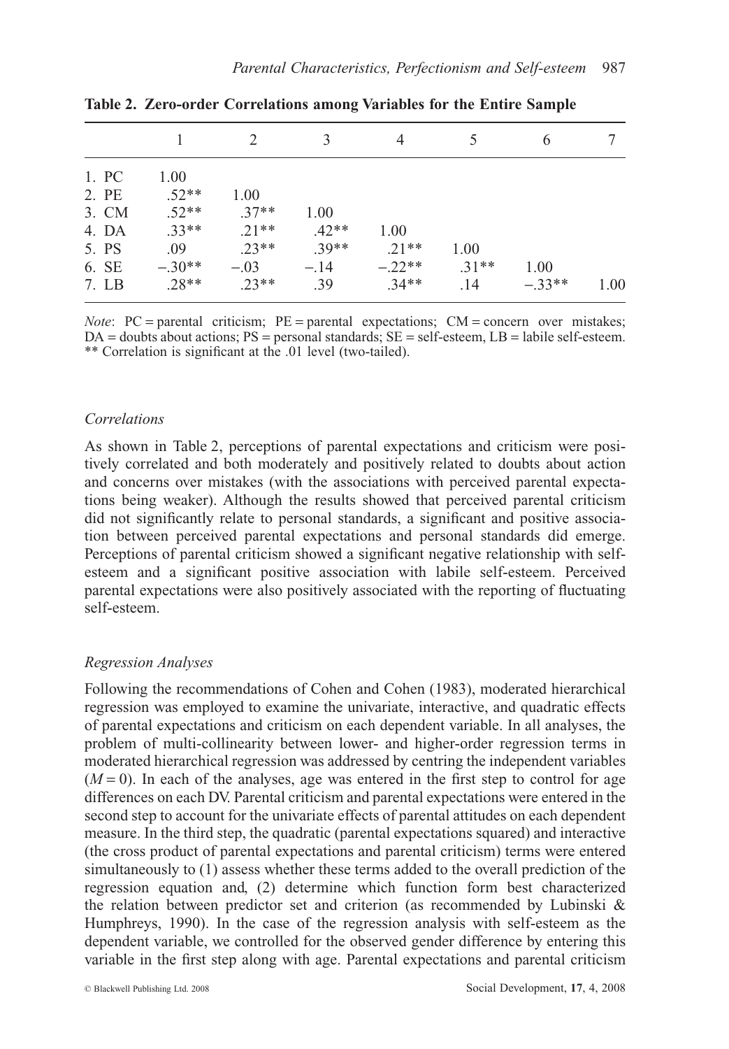**Table 2. Zero-order Correlations among Variables for the Entire Sample**

| | 1 | 2 | 3 | 4 | 5 | 6 | 7 |
|---|---|---|---|---|---|---|---|
| 1. PC | 1.00 | | | | | | |
| 2. PE | .52** | 1.00 | | | | | |
| 3. CM | .52** | .37** | 1.00 | | | | |
| 4. DA | .33** | .21** | .42** | 1.00 | | | |
| 5. PS | .09 | .23** | .39** | .21** | 1.00 | | |
| 6. SE | −.30** | −.03 | −.14 | −.22** | .31** | 1.00 | |
| 7. LB | .28** | .23** | .39 | .34** | .14 | −.33** | 1.00 |

*Note*: PC = parental criticism; PE = parental expectations; CM = concern over mistakes; DA = doubts about actions; PS = personal standards; SE = self-esteem, LB = labile self-esteem.
** Correlation is significant at the .01 level (two-tailed).

### *Correlations*

As shown in Table 2, perceptions of parental expectations and criticism were positively correlated and both moderately and positively related to doubts about action and concerns over mistakes (with the associations with perceived parental expectations being weaker). Although the results showed that perceived parental criticism did not significantly relate to personal standards, a significant and positive association between perceived parental expectations and personal standards did emerge. Perceptions of parental criticism showed a significant negative relationship with self-esteem and a significant positive association with labile self-esteem. Perceived parental expectations were also positively associated with the reporting of fluctuating self-esteem.

### *Regression Analyses*

Following the recommendations of Cohen and Cohen (1983), moderated hierarchical regression was employed to examine the univariate, interactive, and quadratic effects of parental expectations and criticism on each dependent variable. In all analyses, the problem of multi-collinearity between lower- and higher-order regression terms in moderated hierarchical regression was addressed by centring the independent variables ($M = 0$). In each of the analyses, age was entered in the first step to control for age differences on each DV. Parental criticism and parental expectations were entered in the second step to account for the univariate effects of parental attitudes on each dependent measure. In the third step, the quadratic (parental expectations squared) and interactive (the cross product of parental expectations and parental criticism) terms were entered simultaneously to (1) assess whether these terms added to the overall prediction of the regression equation and, (2) determine which function form best characterized the relation between predictor set and criterion (as recommended by Lubinski & Humphreys, 1990). In the case of the regression analysis with self-esteem as the dependent variable, we controlled for the observed gender difference by entering this variable in the first step along with age. Parental expectations and parental criticism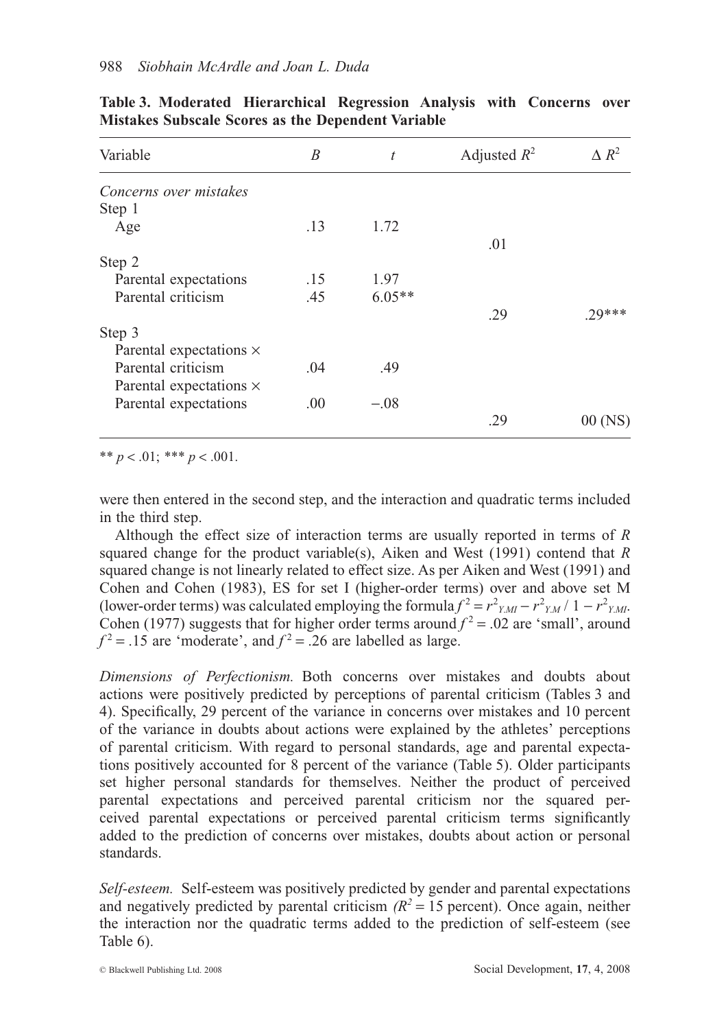**Table 3. Moderated Hierarchical Regression Analysis with Concerns over Mistakes Subscale Scores as the Dependent Variable**

| Variable | $B$ | $t$ | Adjusted $R^2$ | $\Delta R^2$ |
|---|---|---|---|---|
| *Concerns over mistakes* | | | | |
| Step 1 | | | | |
| Age | .13 | 1.72 | | |
| | | | .01 | |
| Step 2 | | | | |
| Parental expectations | .15 | 1.97 | | |
| Parental criticism | .45 | 6.05** | | |
| | | | .29 | .29*** |
| Step 3 | | | | |
| Parental expectations × Parental criticism | .04 | .49 | | |
| Parental expectations × Parental expectations | .00 | −.08 | | |
| | | | .29 | 00 (NS) |

** $p < .01$; *** $p < .001$.

were then entered in the second step, and the interaction and quadratic terms included in the third step.

Although the effect size of interaction terms are usually reported in terms of *R* squared change for the product variable(s), Aiken and West (1991) contend that *R* squared change is not linearly related to effect size. As per Aiken and West (1991) and Cohen and Cohen (1983), ES for set I (higher-order terms) over and above set M (lower-order terms) was calculated employing the formula $f^2 = r^2_{Y.MI} - r^2_{Y.M} / 1 - r^2_{Y.MI}$. Cohen (1977) suggests that for higher order terms around $f^2 = .02$ are 'small', around $f^2 = .15$ are 'moderate', and $f^2 = .26$ are labelled as large.

*Dimensions of Perfectionism.* Both concerns over mistakes and doubts about actions were positively predicted by perceptions of parental criticism (Tables 3 and 4). Specifically, 29 percent of the variance in concerns over mistakes and 10 percent of the variance in doubts about actions were explained by the athletes' perceptions of parental criticism. With regard to personal standards, age and parental expectations positively accounted for 8 percent of the variance (Table 5). Older participants set higher personal standards for themselves. Neither the product of perceived parental expectations and perceived parental criticism nor the squared perceived parental expectations or perceived parental criticism terms significantly added to the prediction of concerns over mistakes, doubts about action or personal standards.

*Self-esteem.* Self-esteem was positively predicted by gender and parental expectations and negatively predicted by parental criticism *($R^2 = 15$ percent)*. Once again, neither the interaction nor the quadratic terms added to the prediction of self-esteem (see Table 6).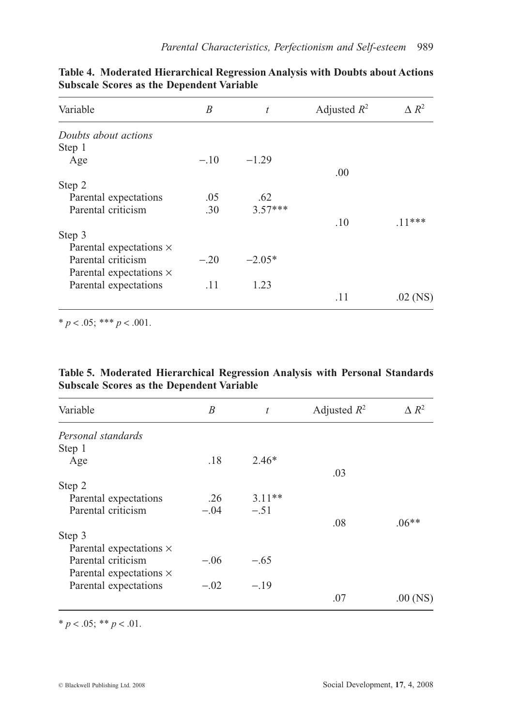**Table 4. Moderated Hierarchical Regression Analysis with Doubts about Actions Subscale Scores as the Dependent Variable**

| Variable | $B$ | $t$ | Adjusted $R^2$ | $\Delta R^2$ |
|---|---|---|---|---|
| *Doubts about actions* | | | | |
| Step 1 | | | | |
| Age | −.10 | −1.29 | | |
| | | | .00 | |
| Step 2 | | | | |
| Parental expectations | .05 | .62 | | |
| Parental criticism | .30 | 3.57*** | | |
| | | | .10 | .11*** |
| Step 3 | | | | |
| Parental expectations × Parental criticism | −.20 | −2.05* | | |
| Parental expectations × Parental expectations | .11 | 1.23 | | |
| | | | .11 | .02 (NS) |

* $p < .05$; *** $p < .001$.

**Table 5. Moderated Hierarchical Regression Analysis with Personal Standards Subscale Scores as the Dependent Variable**

| Variable | $B$ | $t$ | Adjusted $R^2$ | $\Delta R^2$ |
|---|---|---|---|---|
| *Personal standards* | | | | |
| Step 1 | | | | |
| Age | .18 | 2.46* | | |
| | | | .03 | |
| Step 2 | | | | |
| Parental expectations | .26 | 3.11** | | |
| Parental criticism | −.04 | −.51 | | |
| | | | .08 | .06** |
| Step 3 | | | | |
| Parental expectations × Parental criticism | −.06 | −.65 | | |
| Parental expectations × Parental expectations | −.02 | −.19 | | |
| | | | .07 | .00 (NS) |

* $p < .05$; ** $p < .01$.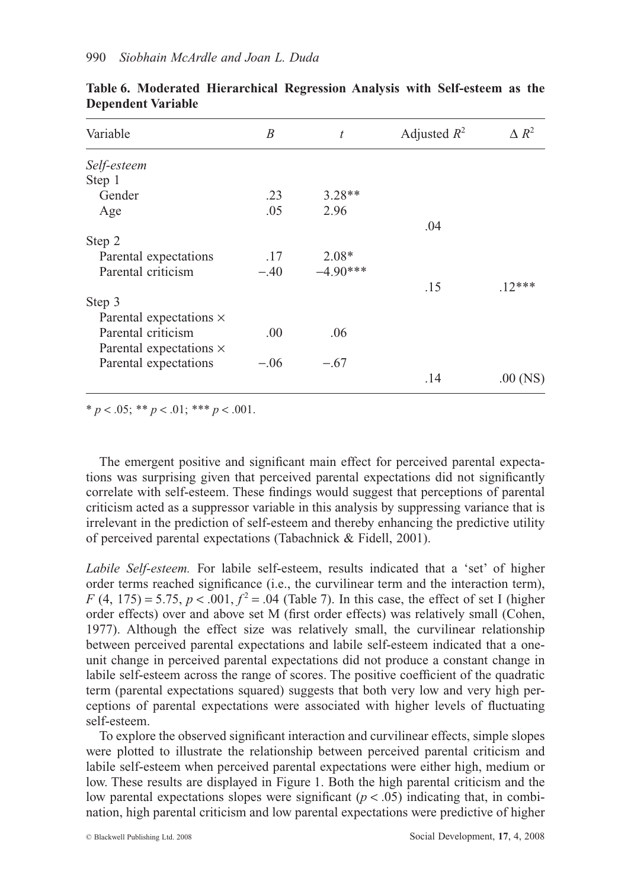**Table 6. Moderated Hierarchical Regression Analysis with Self-esteem as the Dependent Variable**

| Variable | $B$ | $t$ | Adjusted $R^2$ | $\Delta R^2$ |
|---|---|---|---|---|
| *Self-esteem* | | | | |
| Step 1 | | | | |
| Gender | .23 | 3.28** | | |
| Age | .05 | 2.96 | | |
| | | | .04 | |
| Step 2 | | | | |
| Parental expectations | .17 | 2.08* | | |
| Parental criticism | −.40 | −4.90*** | | |
| | | | .15 | .12*** |
| Step 3 | | | | |
| Parental expectations × Parental criticism | .00 | .06 | | |
| Parental expectations × Parental expectations | −.06 | −.67 | | |
| | | | .14 | .00 (NS) |

* $p < .05$; ** $p < .01$; *** $p < .001$.

The emergent positive and significant main effect for perceived parental expectations was surprising given that perceived parental expectations did not significantly correlate with self-esteem. These findings would suggest that perceptions of parental criticism acted as a suppressor variable in this analysis by suppressing variance that is irrelevant in the prediction of self-esteem and thereby enhancing the predictive utility of perceived parental expectations (Tabachnick & Fidell, 2001).

*Labile Self-esteem.* For labile self-esteem, results indicated that a 'set' of higher order terms reached significance (i.e., the curvilinear term and the interaction term), $F$ (4, 175) = 5.75, $p < .001$, $f^2 = .04$ (Table 7). In this case, the effect of set I (higher order effects) over and above set M (first order effects) was relatively small (Cohen, 1977). Although the effect size was relatively small, the curvilinear relationship between perceived parental expectations and labile self-esteem indicated that a one-unit change in perceived parental expectations did not produce a constant change in labile self-esteem across the range of scores. The positive coefficient of the quadratic term (parental expectations squared) suggests that both very low and very high perceptions of parental expectations were associated with higher levels of fluctuating self-esteem.

To explore the observed significant interaction and curvilinear effects, simple slopes were plotted to illustrate the relationship between perceived parental criticism and labile self-esteem when perceived parental expectations were either high, medium or low. These results are displayed in Figure 1. Both the high parental criticism and the low parental expectations slopes were significant ($p < .05$) indicating that, in combination, high parental criticism and low parental expectations were predictive of higher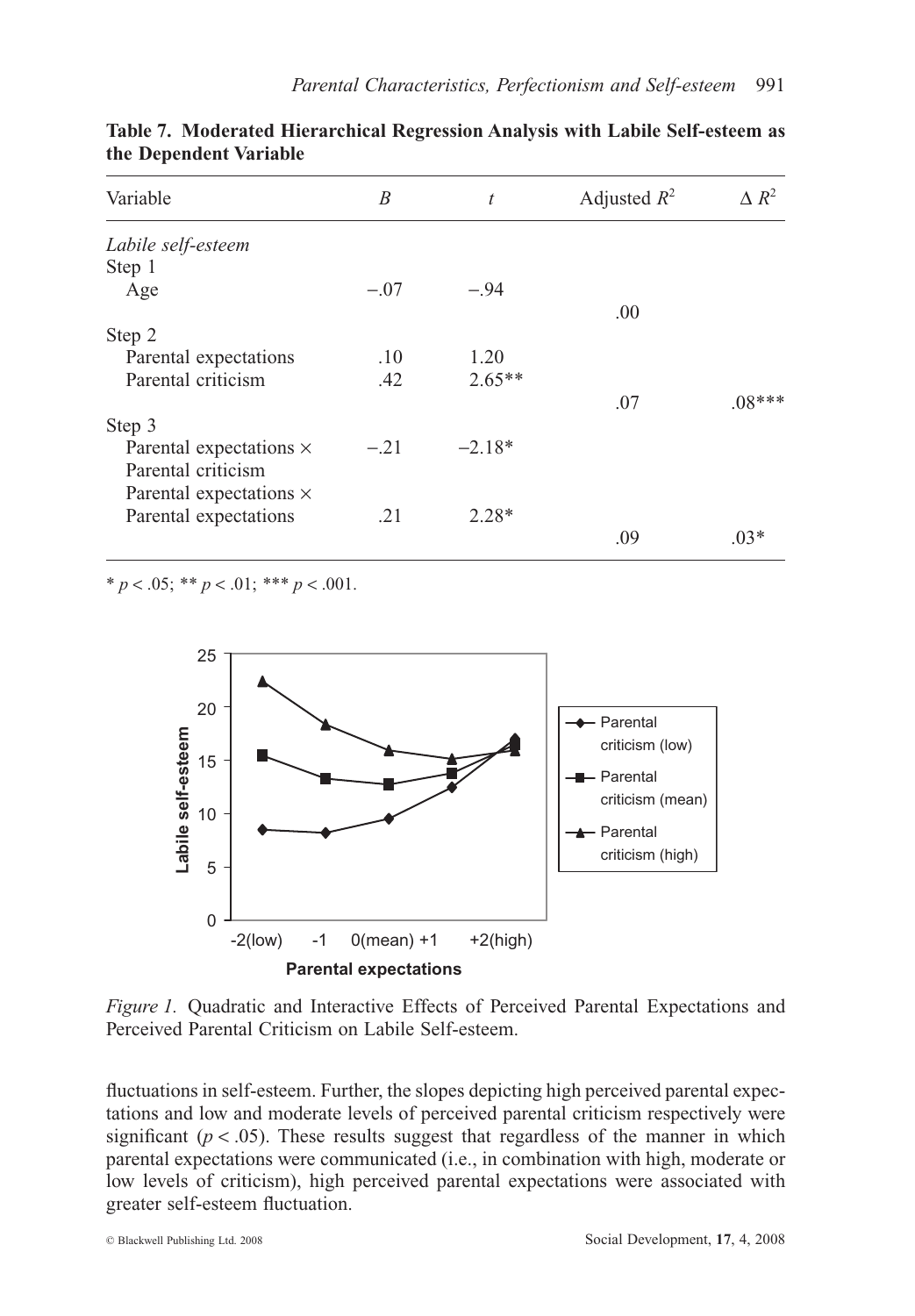**Table 7. Moderated Hierarchical Regression Analysis with Labile Self-esteem as the Dependent Variable**

| Variable | $B$ | $t$ | Adjusted $R^2$ | $\Delta R^2$ |
|---|---|---|---|---|
| *Labile self-esteem* | | | | |
| Step 1 | | | | |
| Age | −.07 | −.94 | | |
| | | | .00 | |
| Step 2 | | | | |
| Parental expectations | .10 | 1.20 | | |
| Parental criticism | .42 | 2.65** | | |
| | | | .07 | .08*** |
| Step 3 | | | | |
| Parental expectations × Parental criticism | −.21 | −2.18* | | |
| Parental expectations × Parental expectations | .21 | 2.28* | | |
| | | | .09 | .03* |

* $p < .05$; ** $p < .01$; *** $p < .001$.

*Figure 1.* Quadratic and Interactive Effects of Perceived Parental Expectations and Perceived Parental Criticism on Labile Self-esteem.

fluctuations in self-esteem. Further, the slopes depicting high perceived parental expectations and low and moderate levels of perceived parental criticism respectively were significant ($p < .05$). These results suggest that regardless of the manner in which parental expectations were communicated (i.e., in combination with high, moderate or low levels of criticism), high perceived parental expectations were associated with greater self-esteem fluctuation.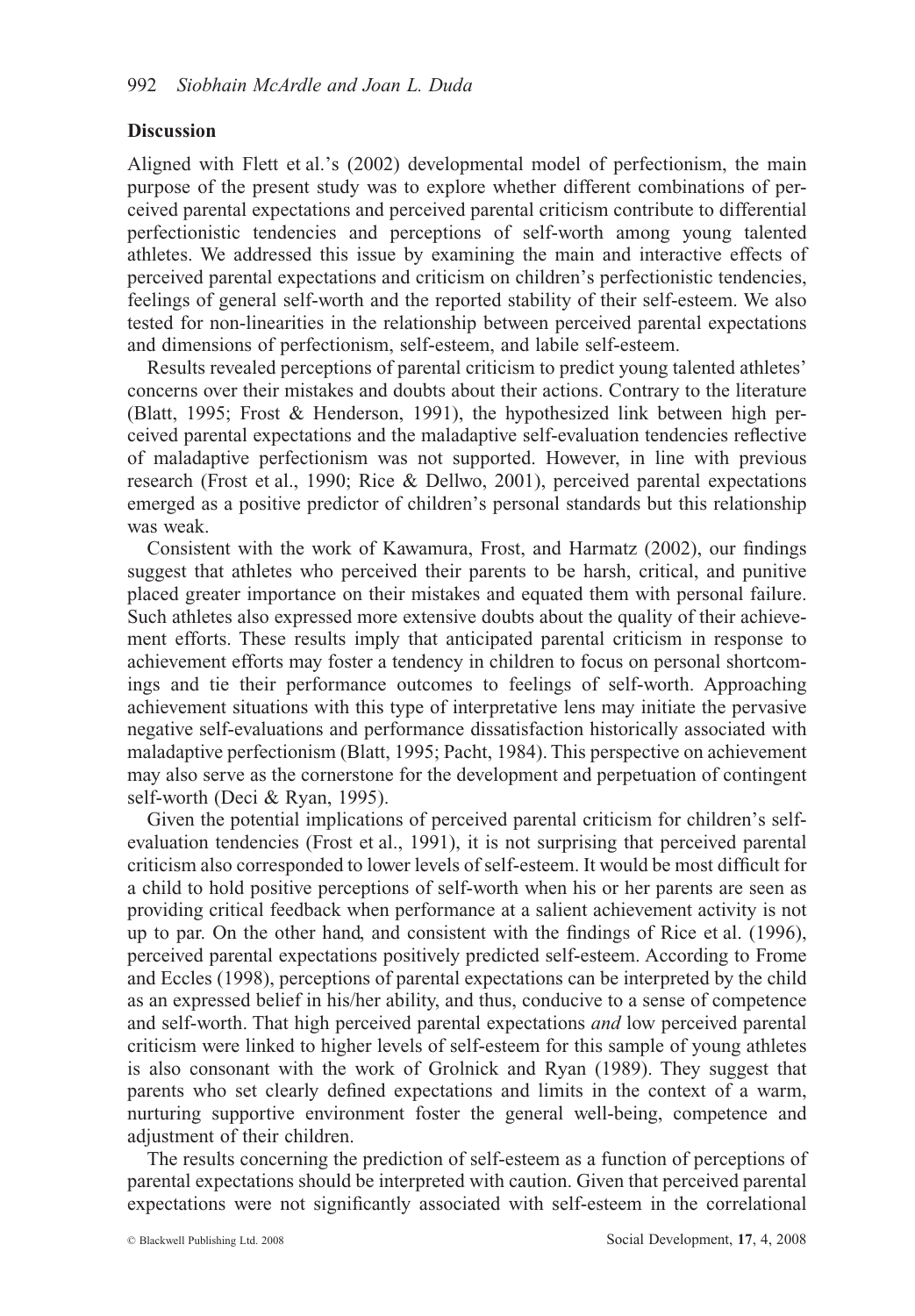## Discussion

Aligned with Flett et al.'s (2002) developmental model of perfectionism, the main purpose of the present study was to explore whether different combinations of perceived parental expectations and perceived parental criticism contribute to differential perfectionistic tendencies and perceptions of self-worth among young talented athletes. We addressed this issue by examining the main and interactive effects of perceived parental expectations and criticism on children's perfectionistic tendencies, feelings of general self-worth and the reported stability of their self-esteem. We also tested for non-linearities in the relationship between perceived parental expectations and dimensions of perfectionism, self-esteem, and labile self-esteem.

Results revealed perceptions of parental criticism to predict young talented athletes' concerns over their mistakes and doubts about their actions. Contrary to the literature (Blatt, 1995; Frost & Henderson, 1991), the hypothesized link between high perceived parental expectations and the maladaptive self-evaluation tendencies reflective of maladaptive perfectionism was not supported. However, in line with previous research (Frost et al., 1990; Rice & Dellwo, 2001), perceived parental expectations emerged as a positive predictor of children's personal standards but this relationship was weak.

Consistent with the work of Kawamura, Frost, and Harmatz (2002), our findings suggest that athletes who perceived their parents to be harsh, critical, and punitive placed greater importance on their mistakes and equated them with personal failure. Such athletes also expressed more extensive doubts about the quality of their achievement efforts. These results imply that anticipated parental criticism in response to achievement efforts may foster a tendency in children to focus on personal shortcomings and tie their performance outcomes to feelings of self-worth. Approaching achievement situations with this type of interpretative lens may initiate the pervasive negative self-evaluations and performance dissatisfaction historically associated with maladaptive perfectionism (Blatt, 1995; Pacht, 1984). This perspective on achievement may also serve as the cornerstone for the development and perpetuation of contingent self-worth (Deci & Ryan, 1995).

Given the potential implications of perceived parental criticism for children's self-evaluation tendencies (Frost et al., 1991), it is not surprising that perceived parental criticism also corresponded to lower levels of self-esteem. It would be most difficult for a child to hold positive perceptions of self-worth when his or her parents are seen as providing critical feedback when performance at a salient achievement activity is not up to par. On the other hand, and consistent with the findings of Rice et al. (1996), perceived parental expectations positively predicted self-esteem. According to Frome and Eccles (1998), perceptions of parental expectations can be interpreted by the child as an expressed belief in his/her ability, and thus, conducive to a sense of competence and self-worth. That high perceived parental expectations *and* low perceived parental criticism were linked to higher levels of self-esteem for this sample of young athletes is also consonant with the work of Grolnick and Ryan (1989). They suggest that parents who set clearly defined expectations and limits in the context of a warm, nurturing supportive environment foster the general well-being, competence and adjustment of their children.

The results concerning the prediction of self-esteem as a function of perceptions of parental expectations should be interpreted with caution. Given that perceived parental expectations were not significantly associated with self-esteem in the correlational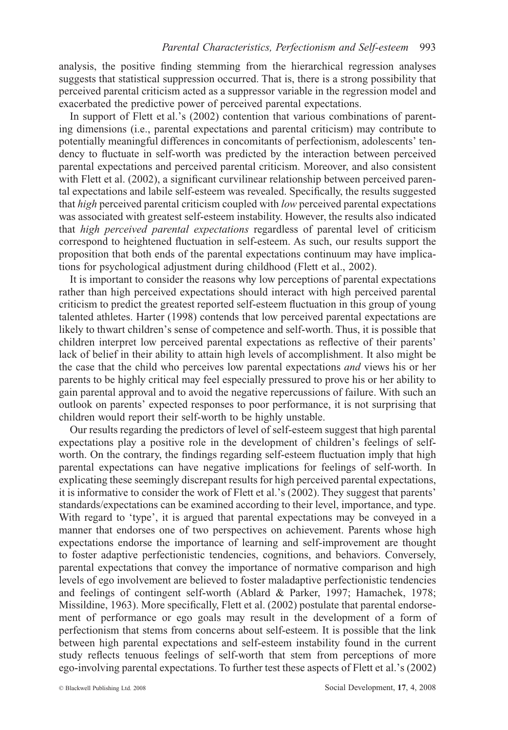analysis, the positive finding stemming from the hierarchical regression analyses suggests that statistical suppression occurred. That is, there is a strong possibility that perceived parental criticism acted as a suppressor variable in the regression model and exacerbated the predictive power of perceived parental expectations.

In support of Flett et al.'s (2002) contention that various combinations of parenting dimensions (i.e., parental expectations and parental criticism) may contribute to potentially meaningful differences in concomitants of perfectionism, adolescents' tendency to fluctuate in self-worth was predicted by the interaction between perceived parental expectations and perceived parental criticism. Moreover, and also consistent with Flett et al. (2002), a significant curvilinear relationship between perceived parental expectations and labile self-esteem was revealed. Specifically, the results suggested that *high* perceived parental criticism coupled with *low* perceived parental expectations was associated with greatest self-esteem instability. However, the results also indicated that *high perceived parental expectations* regardless of parental level of criticism correspond to heightened fluctuation in self-esteem. As such, our results support the proposition that both ends of the parental expectations continuum may have implications for psychological adjustment during childhood (Flett et al., 2002).

It is important to consider the reasons why low perceptions of parental expectations rather than high perceived expectations should interact with high perceived parental criticism to predict the greatest reported self-esteem fluctuation in this group of young talented athletes. Harter (1998) contends that low perceived parental expectations are likely to thwart children's sense of competence and self-worth. Thus, it is possible that children interpret low perceived parental expectations as reflective of their parents' lack of belief in their ability to attain high levels of accomplishment. It also might be the case that the child who perceives low parental expectations *and* views his or her parents to be highly critical may feel especially pressured to prove his or her ability to gain parental approval and to avoid the negative repercussions of failure. With such an outlook on parents' expected responses to poor performance, it is not surprising that children would report their self-worth to be highly unstable.

Our results regarding the predictors of level of self-esteem suggest that high parental expectations play a positive role in the development of children's feelings of self-worth. On the contrary, the findings regarding self-esteem fluctuation imply that high parental expectations can have negative implications for feelings of self-worth. In explicating these seemingly discrepant results for high perceived parental expectations, it is informative to consider the work of Flett et al.'s (2002). They suggest that parents' standards/expectations can be examined according to their level, importance, and type. With regard to 'type', it is argued that parental expectations may be conveyed in a manner that endorses one of two perspectives on achievement. Parents whose high expectations endorse the importance of learning and self-improvement are thought to foster adaptive perfectionistic tendencies, cognitions, and behaviors. Conversely, parental expectations that convey the importance of normative comparison and high levels of ego involvement are believed to foster maladaptive perfectionistic tendencies and feelings of contingent self-worth (Ablard & Parker, 1997; Hamachek, 1978; Missildine, 1963). More specifically, Flett et al. (2002) postulate that parental endorsement of performance or ego goals may result in the development of a form of perfectionism that stems from concerns about self-esteem. It is possible that the link between high parental expectations and self-esteem instability found in the current study reflects tenuous feelings of self-worth that stem from perceptions of more ego-involving parental expectations. To further test these aspects of Flett et al.'s (2002)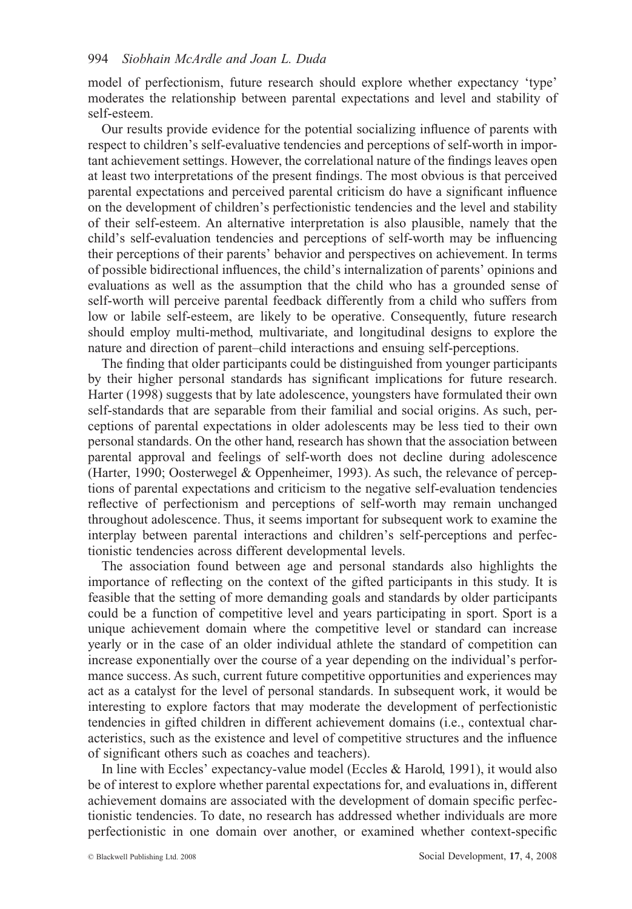model of perfectionism, future research should explore whether expectancy 'type' moderates the relationship between parental expectations and level and stability of self-esteem.

Our results provide evidence for the potential socializing influence of parents with respect to children's self-evaluative tendencies and perceptions of self-worth in important achievement settings. However, the correlational nature of the findings leaves open at least two interpretations of the present findings. The most obvious is that perceived parental expectations and perceived parental criticism do have a significant influence on the development of children's perfectionistic tendencies and the level and stability of their self-esteem. An alternative interpretation is also plausible, namely that the child's self-evaluation tendencies and perceptions of self-worth may be influencing their perceptions of their parents' behavior and perspectives on achievement. In terms of possible bidirectional influences, the child's internalization of parents' opinions and evaluations as well as the assumption that the child who has a grounded sense of self-worth will perceive parental feedback differently from a child who suffers from low or labile self-esteem, are likely to be operative. Consequently, future research should employ multi-method, multivariate, and longitudinal designs to explore the nature and direction of parent–child interactions and ensuing self-perceptions.

The finding that older participants could be distinguished from younger participants by their higher personal standards has significant implications for future research. Harter (1998) suggests that by late adolescence, youngsters have formulated their own self-standards that are separable from their familial and social origins. As such, perceptions of parental expectations in older adolescents may be less tied to their own personal standards. On the other hand, research has shown that the association between parental approval and feelings of self-worth does not decline during adolescence (Harter, 1990; Oosterwegel & Oppenheimer, 1993). As such, the relevance of perceptions of parental expectations and criticism to the negative self-evaluation tendencies reflective of perfectionism and perceptions of self-worth may remain unchanged throughout adolescence. Thus, it seems important for subsequent work to examine the interplay between parental interactions and children's self-perceptions and perfectionistic tendencies across different developmental levels.

The association found between age and personal standards also highlights the importance of reflecting on the context of the gifted participants in this study. It is feasible that the setting of more demanding goals and standards by older participants could be a function of competitive level and years participating in sport. Sport is a unique achievement domain where the competitive level or standard can increase yearly or in the case of an older individual athlete the standard of competition can increase exponentially over the course of a year depending on the individual's performance success. As such, current future competitive opportunities and experiences may act as a catalyst for the level of personal standards. In subsequent work, it would be interesting to explore factors that may moderate the development of perfectionistic tendencies in gifted children in different achievement domains (i.e., contextual characteristics, such as the existence and level of competitive structures and the influence of significant others such as coaches and teachers).

In line with Eccles' expectancy-value model (Eccles & Harold, 1991), it would also be of interest to explore whether parental expectations for, and evaluations in, different achievement domains are associated with the development of domain specific perfectionistic tendencies. To date, no research has addressed whether individuals are more perfectionistic in one domain over another, or examined whether context-specific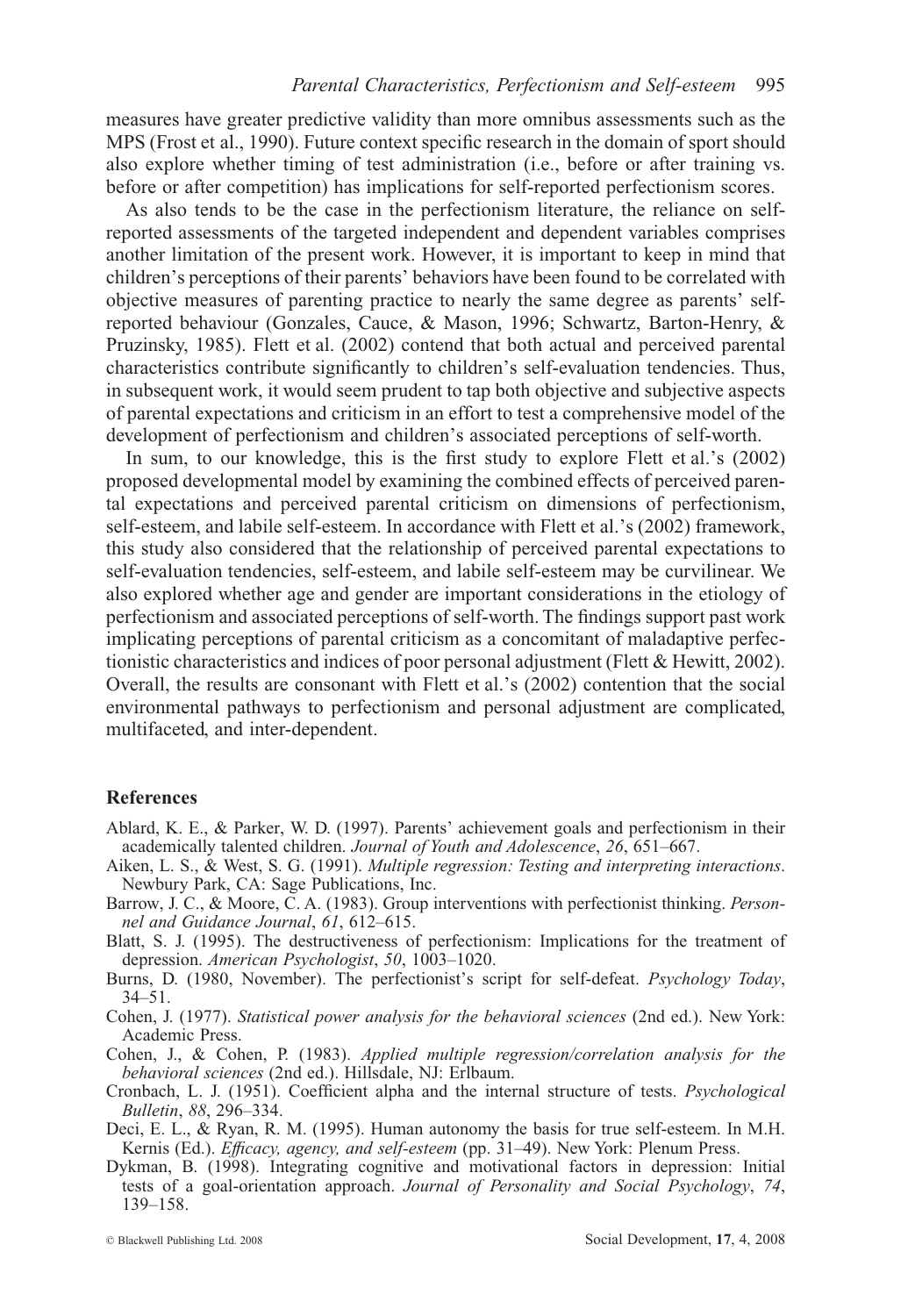measures have greater predictive validity than more omnibus assessments such as the MPS (Frost et al., 1990). Future context specific research in the domain of sport should also explore whether timing of test administration (i.e., before or after training vs. before or after competition) has implications for self-reported perfectionism scores.

As also tends to be the case in the perfectionism literature, the reliance on self-reported assessments of the targeted independent and dependent variables comprises another limitation of the present work. However, it is important to keep in mind that children's perceptions of their parents' behaviors have been found to be correlated with objective measures of parenting practice to nearly the same degree as parents' self-reported behaviour (Gonzales, Cauce, & Mason, 1996; Schwartz, Barton-Henry, & Pruzinsky, 1985). Flett et al. (2002) contend that both actual and perceived parental characteristics contribute significantly to children's self-evaluation tendencies. Thus, in subsequent work, it would seem prudent to tap both objective and subjective aspects of parental expectations and criticism in an effort to test a comprehensive model of the development of perfectionism and children's associated perceptions of self-worth.

In sum, to our knowledge, this is the first study to explore Flett et al.'s (2002) proposed developmental model by examining the combined effects of perceived parental expectations and perceived parental criticism on dimensions of perfectionism, self-esteem, and labile self-esteem. In accordance with Flett et al.'s (2002) framework, this study also considered that the relationship of perceived parental expectations to self-evaluation tendencies, self-esteem, and labile self-esteem may be curvilinear. We also explored whether age and gender are important considerations in the etiology of perfectionism and associated perceptions of self-worth. The findings support past work implicating perceptions of parental criticism as a concomitant of maladaptive perfectionistic characteristics and indices of poor personal adjustment (Flett & Hewitt, 2002). Overall, the results are consonant with Flett et al.'s (2002) contention that the social environmental pathways to perfectionism and personal adjustment are complicated, multifaceted, and inter-dependent.

## References

Ablard, K. E., & Parker, W. D. (1997). Parents' achievement goals and perfectionism in their academically talented children. *Journal of Youth and Adolescence*, *26*, 651–667.

Aiken, L. S., & West, S. G. (1991). *Multiple regression: Testing and interpreting interactions*. Newbury Park, CA: Sage Publications, Inc.

Barrow, J. C., & Moore, C. A. (1983). Group interventions with perfectionist thinking. *Personnel and Guidance Journal*, *61*, 612–615.

Blatt, S. J. (1995). The destructiveness of perfectionism: Implications for the treatment of depression. *American Psychologist*, *50*, 1003–1020.

Burns, D. (1980, November). The perfectionist's script for self-defeat. *Psychology Today*, 34–51.

Cohen, J. (1977). *Statistical power analysis for the behavioral sciences* (2nd ed.). New York: Academic Press.

Cohen, J., & Cohen, P. (1983). *Applied multiple regression/correlation analysis for the behavioral sciences* (2nd ed.). Hillsdale, NJ: Erlbaum.

Cronbach, L. J. (1951). Coefficient alpha and the internal structure of tests. *Psychological Bulletin*, *88*, 296–334.

Deci, E. L., & Ryan, R. M. (1995). Human autonomy the basis for true self-esteem. In M.H. Kernis (Ed.). *Efficacy, agency, and self-esteem* (pp. 31–49). New York: Plenum Press.

Dykman, B. (1998). Integrating cognitive and motivational factors in depression: Initial tests of a goal-orientation approach. *Journal of Personality and Social Psychology*, *74*, 139–158.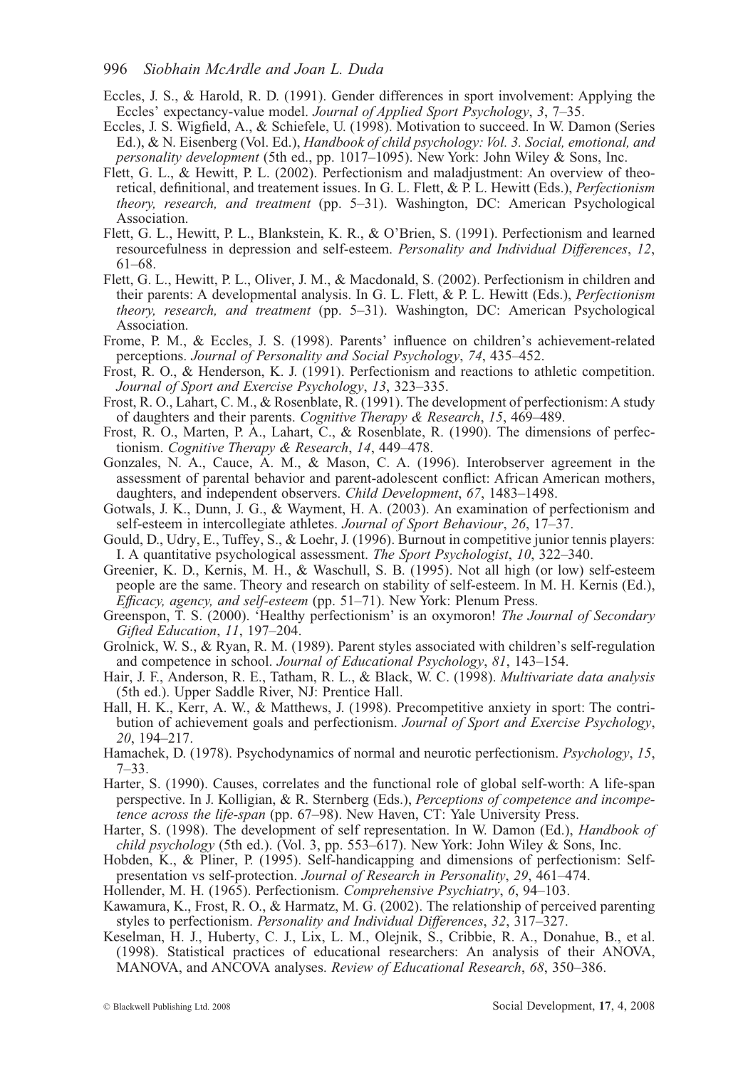Eccles, J. S., & Harold, R. D. (1991). Gender differences in sport involvement: Applying the Eccles' expectancy-value model. *Journal of Applied Sport Psychology*, *3*, 7–35.

Eccles, J. S. Wigfield, A., & Schiefele, U. (1998). Motivation to succeed. In W. Damon (Series Ed.), & N. Eisenberg (Vol. Ed.), *Handbook of child psychology: Vol. 3. Social, emotional, and personality development* (5th ed., pp. 1017–1095). New York: John Wiley & Sons, Inc.

Flett, G. L., & Hewitt, P. L. (2002). Perfectionism and maladjustment: An overview of theoretical, definitional, and treatement issues. In G. L. Flett, & P. L. Hewitt (Eds.), *Perfectionism theory, research, and treatment* (pp. 5–31). Washington, DC: American Psychological Association.

Flett, G. L., Hewitt, P. L., Blankstein, K. R., & O'Brien, S. (1991). Perfectionism and learned resourcefulness in depression and self-esteem. *Personality and Individual Differences*, *12*, 61–68.

Flett, G. L., Hewitt, P. L., Oliver, J. M., & Macdonald, S. (2002). Perfectionism in children and their parents: A developmental analysis. In G. L. Flett, & P. L. Hewitt (Eds.), *Perfectionism theory, research, and treatment* (pp. 5–31). Washington, DC: American Psychological Association.

Frome, P. M., & Eccles, J. S. (1998). Parents' influence on children's achievement-related perceptions. *Journal of Personality and Social Psychology*, *74*, 435–452.

Frost, R. O., & Henderson, K. J. (1991). Perfectionism and reactions to athletic competition. *Journal of Sport and Exercise Psychology*, *13*, 323–335.

Frost, R. O., Lahart, C. M., & Rosenblate, R. (1991). The development of perfectionism: A study of daughters and their parents. *Cognitive Therapy & Research*, *15*, 469–489.

Frost, R. O., Marten, P. A., Lahart, C., & Rosenblate, R. (1990). The dimensions of perfectionism. *Cognitive Therapy & Research*, *14*, 449–478.

Gonzales, N. A., Cauce, A. M., & Mason, C. A. (1996). Interobserver agreement in the assessment of parental behavior and parent-adolescent conflict: African American mothers, daughters, and independent observers. *Child Development*, *67*, 1483–1498.

Gotwals, J. K., Dunn, J. G., & Wayment, H. A. (2003). An examination of perfectionism and self-esteem in intercollegiate athletes. *Journal of Sport Behaviour*, *26*, 17–37.

Gould, D., Udry, E., Tuffey, S., & Loehr, J. (1996). Burnout in competitive junior tennis players: I. A quantitative psychological assessment. *The Sport Psychologist*, *10*, 322–340.

Greenier, K. D., Kernis, M. H., & Waschull, S. B. (1995). Not all high (or low) self-esteem people are the same. Theory and research on stability of self-esteem. In M. H. Kernis (Ed.), *Efficacy, agency, and self-esteem* (pp. 51–71). New York: Plenum Press.

Greenspon, T. S. (2000). 'Healthy perfectionism' is an oxymoron! *The Journal of Secondary Gifted Education*, *11*, 197–204.

Grolnick, W. S., & Ryan, R. M. (1989). Parent styles associated with children's self-regulation and competence in school. *Journal of Educational Psychology*, *81*, 143–154.

Hair, J. F., Anderson, R. E., Tatham, R. L., & Black, W. C. (1998). *Multivariate data analysis* (5th ed.). Upper Saddle River, NJ: Prentice Hall.

Hall, H. K., Kerr, A. W., & Matthews, J. (1998). Precompetitive anxiety in sport: The contribution of achievement goals and perfectionism. *Journal of Sport and Exercise Psychology*, *20*, 194–217.

Hamachek, D. (1978). Psychodynamics of normal and neurotic perfectionism. *Psychology*, *15*, 7–33.

Harter, S. (1990). Causes, correlates and the functional role of global self-worth: A life-span perspective. In J. Kolligian, & R. Sternberg (Eds.), *Perceptions of competence and incompetence across the life-span* (pp. 67–98). New Haven, CT: Yale University Press.

Harter, S. (1998). The development of self representation. In W. Damon (Ed.), *Handbook of child psychology* (5th ed.). (Vol. 3, pp. 553–617). New York: John Wiley & Sons, Inc.

Hobden, K., & Pliner, P. (1995). Self-handicapping and dimensions of perfectionism: Self-presentation vs self-protection. *Journal of Research in Personality*, *29*, 461–474.

Hollender, M. H. (1965). Perfectionism. *Comprehensive Psychiatry*, *6*, 94–103.

Kawamura, K., Frost, R. O., & Harmatz, M. G. (2002). The relationship of perceived parenting styles to perfectionism. *Personality and Individual Differences*, *32*, 317–327.

Keselman, H. J., Huberty, C. J., Lix, L. M., Olejnik, S., Cribbie, R. A., Donahue, B., et al. (1998). Statistical practices of educational researchers: An analysis of their ANOVA, MANOVA, and ANCOVA analyses. *Review of Educational Research*, *68*, 350–386.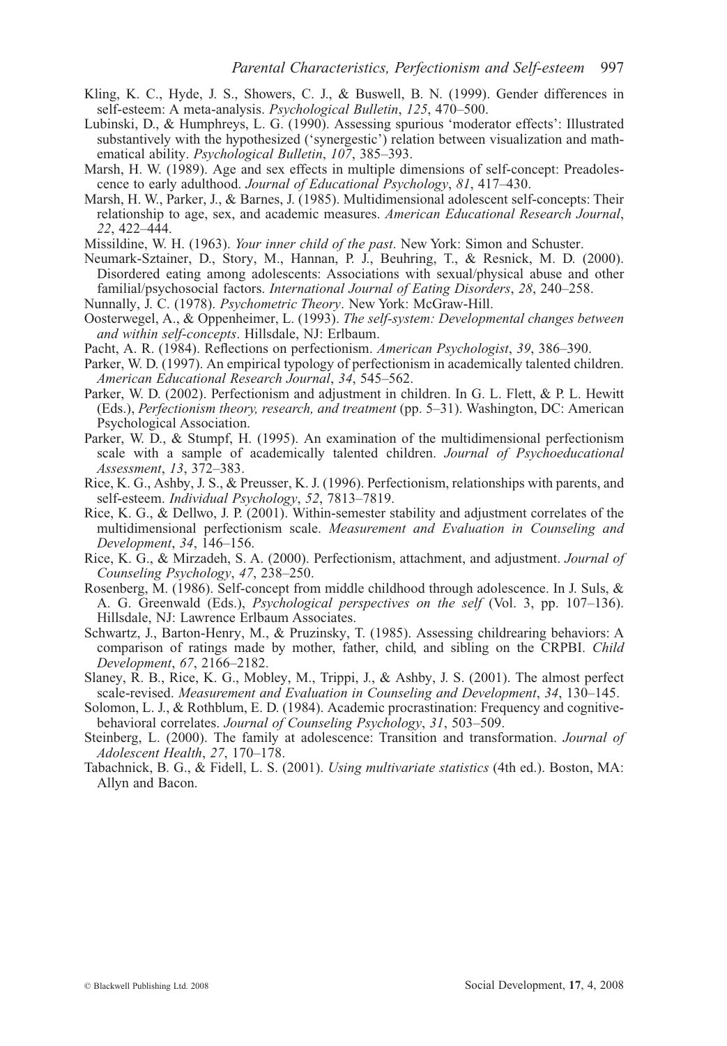Kling, K. C., Hyde, J. S., Showers, C. J., & Buswell, B. N. (1999). Gender differences in self-esteem: A meta-analysis. *Psychological Bulletin*, *125*, 470–500.

Lubinski, D., & Humphreys, L. G. (1990). Assessing spurious 'moderator effects': Illustrated substantively with the hypothesized ('synergestic') relation between visualization and mathematical ability. *Psychological Bulletin*, *107*, 385–393.

Marsh, H. W. (1989). Age and sex effects in multiple dimensions of self-concept: Preadolescence to early adulthood. *Journal of Educational Psychology*, *81*, 417–430.

Marsh, H. W., Parker, J., & Barnes, J. (1985). Multidimensional adolescent self-concepts: Their relationship to age, sex, and academic measures. *American Educational Research Journal*, *22*, 422–444.

Missildine, W. H. (1963). *Your inner child of the past*. New York: Simon and Schuster.

Neumark-Sztainer, D., Story, M., Hannan, P. J., Beuhring, T., & Resnick, M. D. (2000). Disordered eating among adolescents: Associations with sexual/physical abuse and other familial/psychosocial factors. *International Journal of Eating Disorders*, *28*, 240–258.

Nunnally, J. C. (1978). *Psychometric Theory*. New York: McGraw-Hill.

Oosterwegel, A., & Oppenheimer, L. (1993). *The self-system: Developmental changes between and within self-concepts*. Hillsdale, NJ: Erlbaum.

Pacht, A. R. (1984). Reflections on perfectionism. *American Psychologist*, *39*, 386–390.

Parker, W. D. (1997). An empirical typology of perfectionism in academically talented children. *American Educational Research Journal*, *34*, 545–562.

Parker, W. D. (2002). Perfectionism and adjustment in children. In G. L. Flett, & P. L. Hewitt (Eds.), *Perfectionism theory, research, and treatment* (pp. 5–31). Washington, DC: American Psychological Association.

Parker, W. D., & Stumpf, H. (1995). An examination of the multidimensional perfectionism scale with a sample of academically talented children. *Journal of Psychoeducational Assessment*, *13*, 372–383.

Rice, K. G., Ashby, J. S., & Preusser, K. J. (1996). Perfectionism, relationships with parents, and self-esteem. *Individual Psychology*, *52*, 7813–7819.

Rice, K. G., & Dellwo, J. P. (2001). Within-semester stability and adjustment correlates of the multidimensional perfectionism scale. *Measurement and Evaluation in Counseling and Development*, *34*, 146–156.

Rice, K. G., & Mirzadeh, S. A. (2000). Perfectionism, attachment, and adjustment. *Journal of Counseling Psychology*, *47*, 238–250.

Rosenberg, M. (1986). Self-concept from middle childhood through adolescence. In J. Suls, & A. G. Greenwald (Eds.), *Psychological perspectives on the self* (Vol. 3, pp. 107–136). Hillsdale, NJ: Lawrence Erlbaum Associates.

Schwartz, J., Barton-Henry, M., & Pruzinsky, T. (1985). Assessing childrearing behaviors: A comparison of ratings made by mother, father, child, and sibling on the CRPBI. *Child Development*, *67*, 2166–2182.

Slaney, R. B., Rice, K. G., Mobley, M., Trippi, J., & Ashby, J. S. (2001). The almost perfect scale-revised. *Measurement and Evaluation in Counseling and Development*, *34*, 130–145.

Solomon, L. J., & Rothblum, E. D. (1984). Academic procrastination: Frequency and cognitive-behavioral correlates. *Journal of Counseling Psychology*, *31*, 503–509.

Steinberg, L. (2000). The family at adolescence: Transition and transformation. *Journal of Adolescent Health*, *27*, 170–178.

Tabachnick, B. G., & Fidell, L. S. (2001). *Using multivariate statistics* (4th ed.). Boston, MA: Allyn and Bacon.